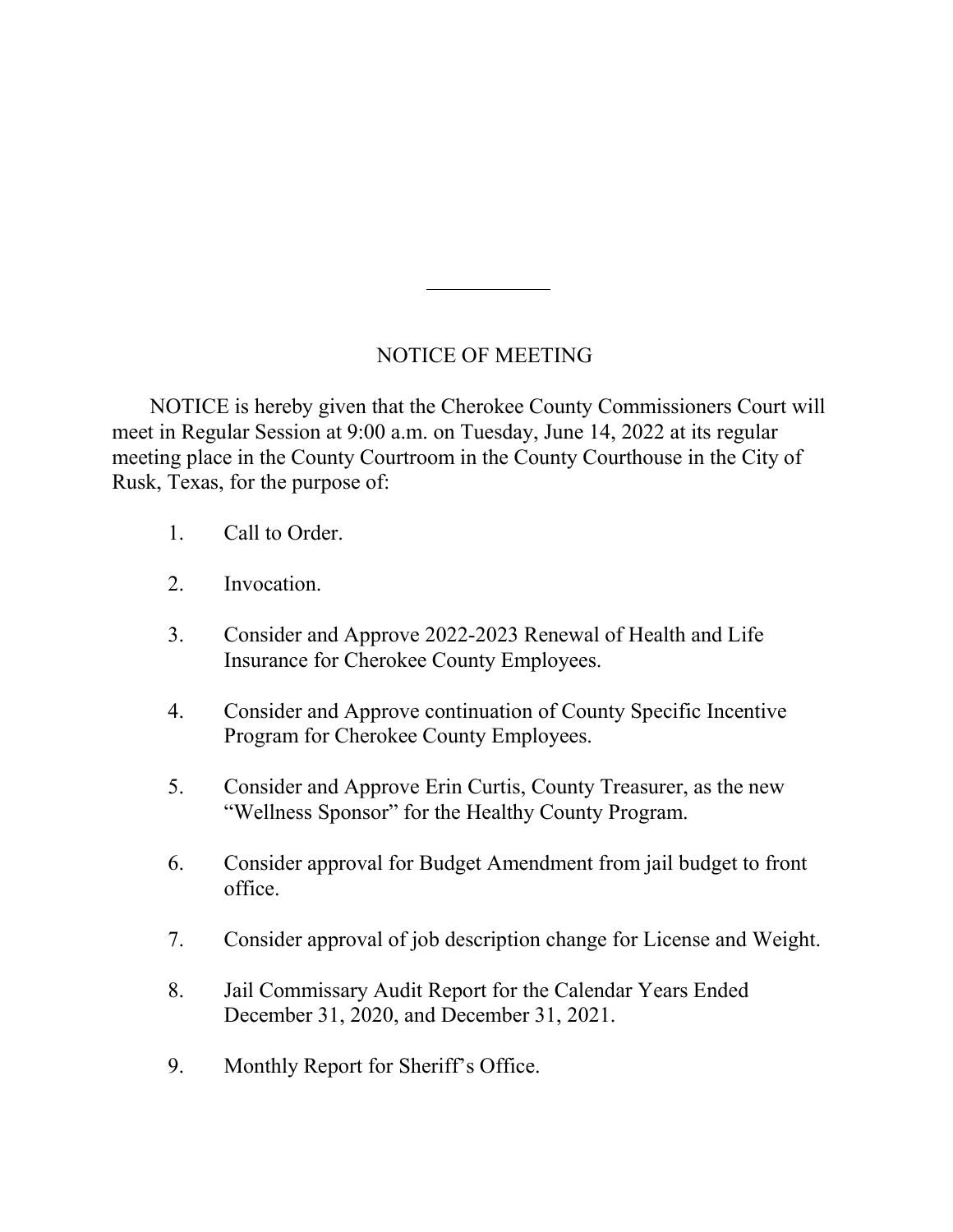# NOTICE OF MEETING

NOTICE is hereby given that the Cherokee County Commissioners Court will meet in Regular Session at 9:00 a.m. on Tuesday, June 14, 2022 at its regular meeting place in the County Courtroom in the County Courthouse in the City of Rusk, Texas, for the purpose of:

1. Call to Order.

2. Invocation.

3. Consider and Approve 2022-2023 Renewal of Health and Life Insurance for Cherokee County Employees.

4. Consider and Approve continuation of County Specific Incentive Program for Cherokee County Employees.

5. Consider and Approve Erin Curtis, County Treasurer, as the new "Wellness Sponsor" for the Healthy County Program.

6. Consider approval for Budget Amendment from jail budget to front office.

7. Consider approval of job description change for License and Weight.

8. Jail Commissary Audit Report for the Calendar Years Ended December 31, 2020, and December 31, 2021.

9. Monthly Report for Sheriff's Office.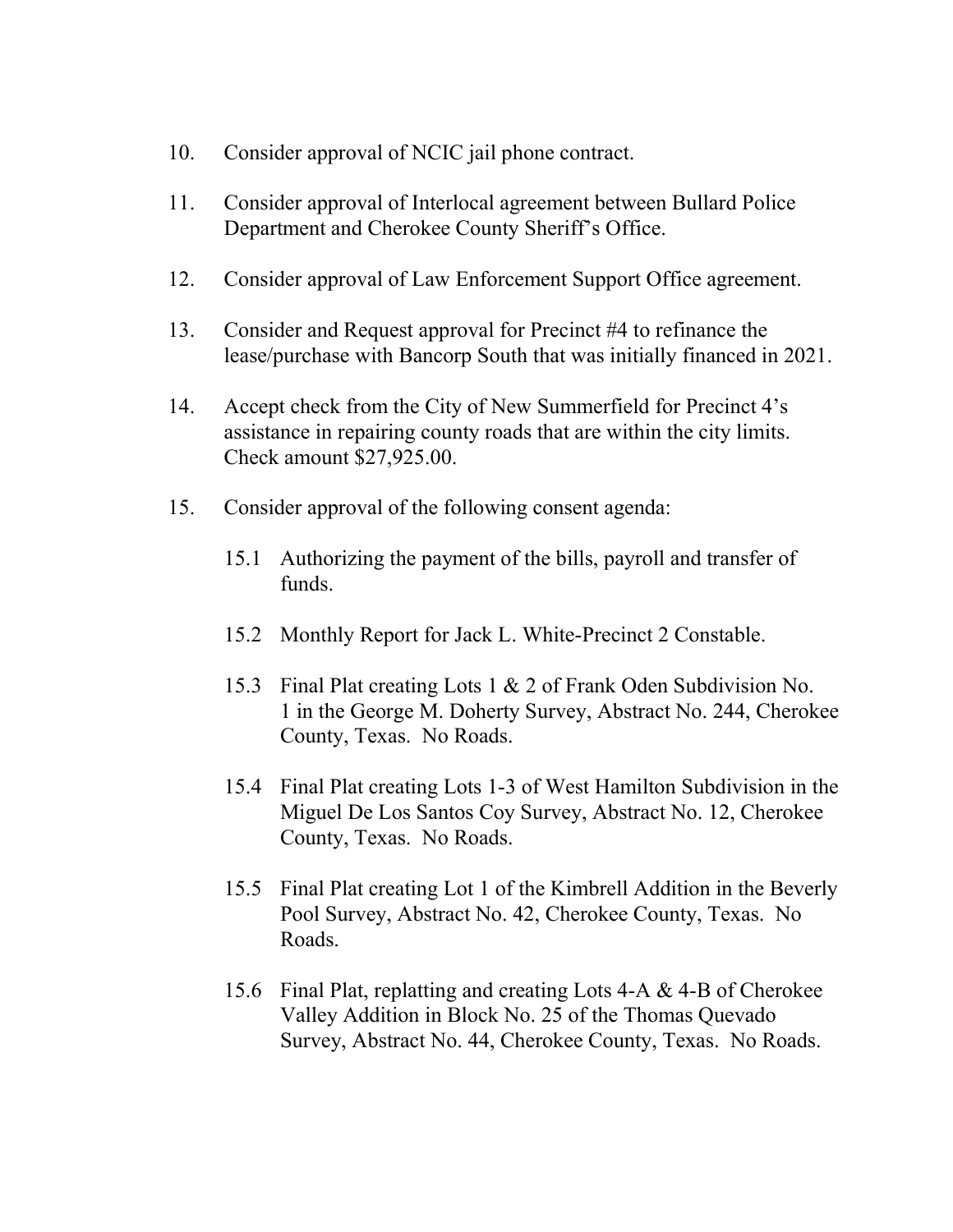10. Consider approval of NCIC jail phone contract.

11. Consider approval of Interlocal agreement between Bullard Police Department and Cherokee County Sheriff's Office.

12. Consider approval of Law Enforcement Support Office agreement.

13. Consider and Request approval for Precinct #4 to refinance the lease/purchase with Bancorp South that was initially financed in 2021.

14. Accept check from the City of New Summerfield for Precinct 4's assistance in repairing county roads that are within the city limits. Check amount $27,925.00.

15. Consider approval of the following consent agenda:

    15.1 Authorizing the payment of the bills, payroll and transfer of funds.

    15.2 Monthly Report for Jack L. White-Precinct 2 Constable.

    15.3 Final Plat creating Lots 1 & 2 of Frank Oden Subdivision No. 1 in the George M. Doherty Survey, Abstract No. 244, Cherokee County, Texas. No Roads.

    15.4 Final Plat creating Lots 1-3 of West Hamilton Subdivision in the Miguel De Los Santos Coy Survey, Abstract No. 12, Cherokee County, Texas. No Roads.

    15.5 Final Plat creating Lot 1 of the Kimbrell Addition in the Beverly Pool Survey, Abstract No. 42, Cherokee County, Texas. No Roads.

    15.6 Final Plat, replatting and creating Lots 4-A & 4-B of Cherokee Valley Addition in Block No. 25 of the Thomas Quevado Survey, Abstract No. 44, Cherokee County, Texas. No Roads.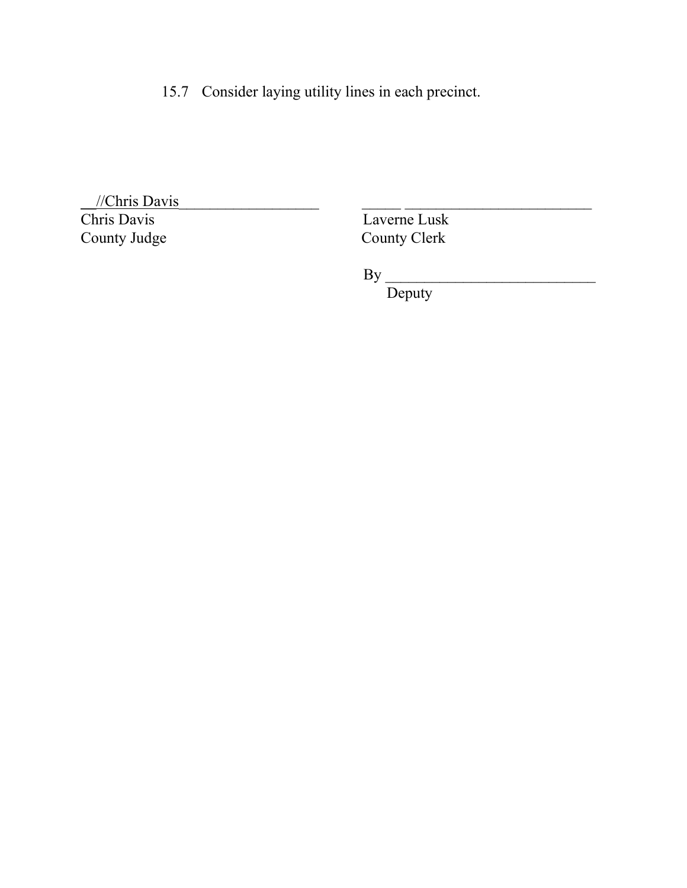15.7 Consider laying utility lines in each precinct.

| | |
|---|---|
| __//Chris Davis__________________ | _____ ________________________ |
| Chris Davis | Laverne Lusk |
| County Judge | County Clerk |
| | By ___________________________ |
| | Deputy |